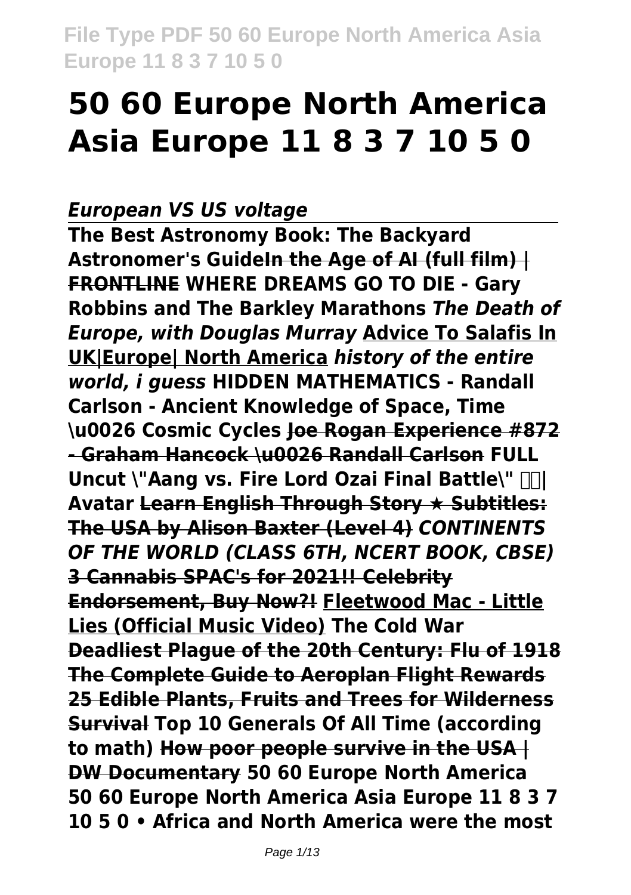# 50 60 Europe North America Asia Europe 11 8 3 7 10 5 0

*European VS US voltage*

**The Best Astronomy Book: The Backyard Astronomer's Guide** **In the Age of AI (full film) | FRONTLINE** **WHERE DREAMS GO TO DIE - Gary Robbins and The Barkley Marathons** ***The Death of Europe, with Douglas Murray*** **Advice To Salafis In UK|Europe| North America** ***history of the entire world, i guess*** **HIDDEN MATHEMATICS - Randall Carlson - Ancient Knowledge of Space, Time \u0026 Cosmic Cycles** **Joe Rogan Experience #872 - Graham Hancock \u0026 Randall Carlson** **FULL Uncut \"Aang vs. Fire Lord Ozai Final Battle\" | Avatar** **Learn English Through Story ★ Subtitles: The USA by Alison Baxter (Level 4)** ***CONTINENTS OF THE WORLD (CLASS 6TH, NCERT BOOK, CBSE)*** **3 Cannabis SPAC's for 2021!! Celebrity Endorsement, Buy Now?!** **Fleetwood Mac - Little Lies (Official Music Video)** **The Cold War** **Deadliest Plague of the 20th Century: Flu of 1918** **The Complete Guide to Aeroplan Flight Rewards** **25 Edible Plants, Fruits and Trees for Wilderness Survival** **Top 10 Generals Of All Time (according to math)** **How poor people survive in the USA | DW Documentary** **50 60 Europe North America**

**50 60 Europe North America Asia Europe 11 8 3 7 10 5 0 • Africa and North America were the most**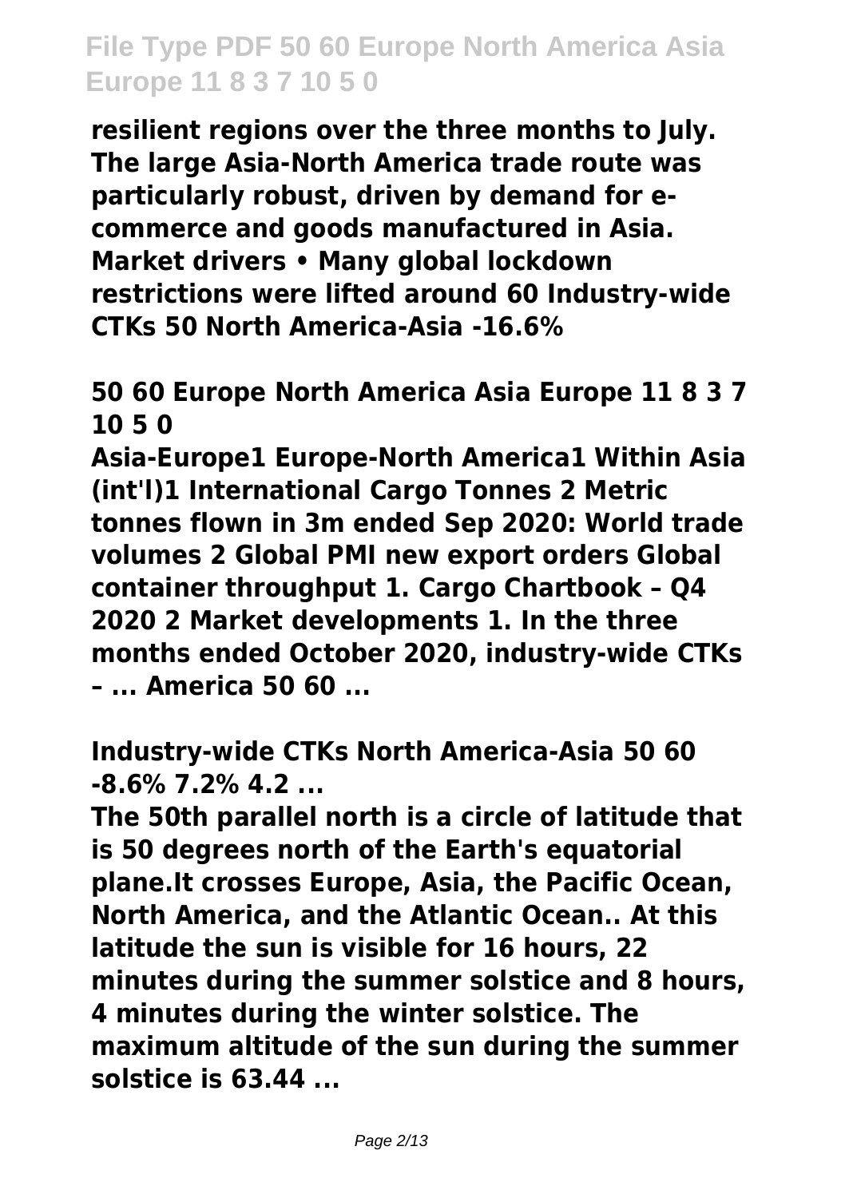**resilient regions over the three months to July. The large Asia-North America trade route was particularly robust, driven by demand for e-commerce and goods manufactured in Asia. Market drivers • Many global lockdown restrictions were lifted around 60 Industry-wide CTKs 50 North America-Asia -16.6%**

**50 60 Europe North America Asia Europe 11 8 3 7 10 5 0**

**Asia-Europe1 Europe-North America1 Within Asia (int'l)1 International Cargo Tonnes 2 Metric tonnes flown in 3m ended Sep 2020: World trade volumes 2 Global PMI new export orders Global container throughput 1. Cargo Chartbook – Q4 2020 2 Market developments 1. In the three months ended October 2020, industry-wide CTKs – ... America 50 60 ...**

**Industry-wide CTKs North America-Asia 50 60 -8.6% 7.2% 4.2 ...**

**The 50th parallel north is a circle of latitude that is 50 degrees north of the Earth's equatorial plane.It crosses Europe, Asia, the Pacific Ocean, North America, and the Atlantic Ocean.. At this latitude the sun is visible for 16 hours, 22 minutes during the summer solstice and 8 hours, 4 minutes during the winter solstice. The maximum altitude of the sun during the summer solstice is 63.44 ...**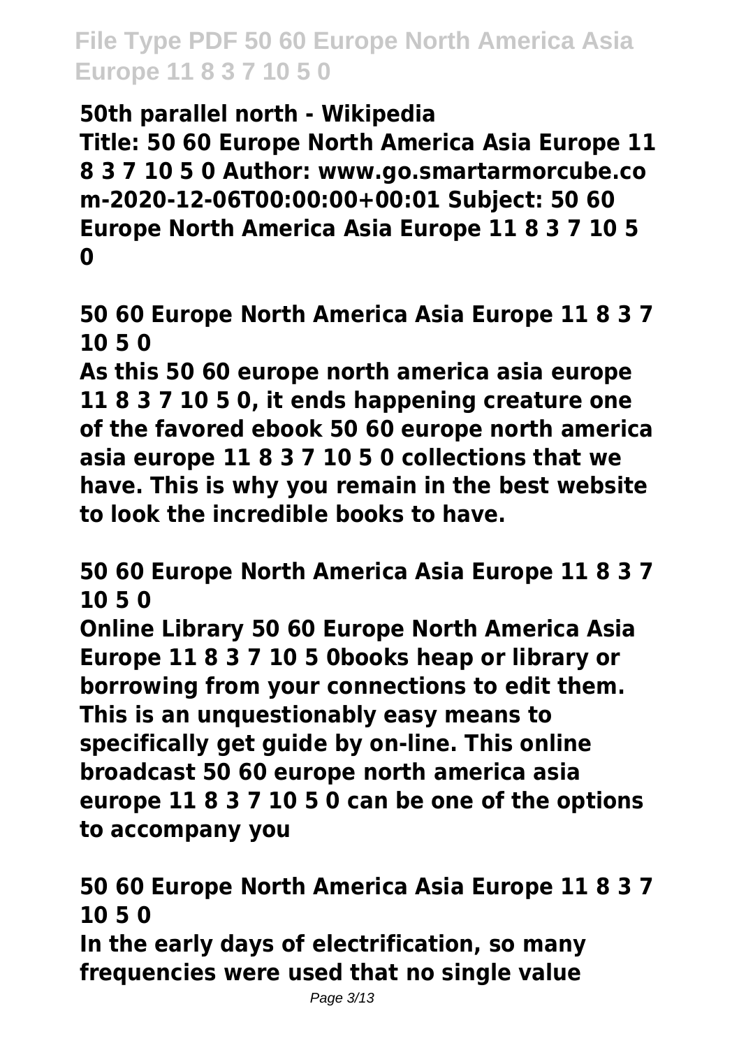**50th parallel north - Wikipedia**

**Title: 50 60 Europe North America Asia Europe 11 8 3 7 10 5 0 Author: www.go.smartarmorcube.com-2020-12-06T00:00:00+00:01 Subject: 50 60 Europe North America Asia Europe 11 8 3 7 10 5 0**

**50 60 Europe North America Asia Europe 11 8 3 7 10 5 0**

**As this 50 60 europe north america asia europe 11 8 3 7 10 5 0, it ends happening creature one of the favored ebook 50 60 europe north america asia europe 11 8 3 7 10 5 0 collections that we have. This is why you remain in the best website to look the incredible books to have.**

**50 60 Europe North America Asia Europe 11 8 3 7 10 5 0**

**Online Library 50 60 Europe North America Asia Europe 11 8 3 7 10 5 0books heap or library or borrowing from your connections to edit them. This is an unquestionably easy means to specifically get guide by on-line. This online broadcast 50 60 europe north america asia europe 11 8 3 7 10 5 0 can be one of the options to accompany you**

**50 60 Europe North America Asia Europe 11 8 3 7 10 5 0**

**In the early days of electrification, so many frequencies were used that no single value**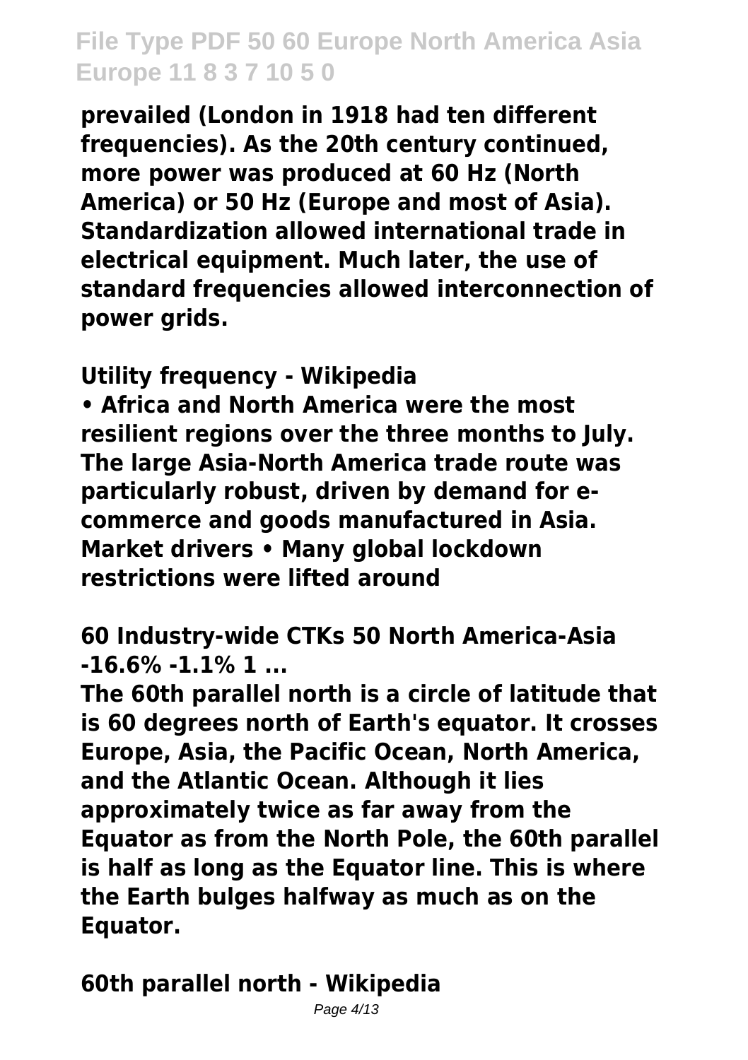prevailed (London in 1918 had ten different frequencies). As the 20th century continued, more power was produced at 60 Hz (North America) or 50 Hz (Europe and most of Asia). Standardization allowed international trade in electrical equipment. Much later, the use of standard frequencies allowed interconnection of power grids.

**Utility frequency - Wikipedia**

• Africa and North America were the most resilient regions over the three months to July. The large Asia-North America trade route was particularly robust, driven by demand for e-commerce and goods manufactured in Asia. Market drivers • Many global lockdown restrictions were lifted around

**60 Industry-wide CTKs 50 North America-Asia -16.6% -1.1% 1 ...**

The 60th parallel north is a circle of latitude that is 60 degrees north of Earth's equator. It crosses Europe, Asia, the Pacific Ocean, North America, and the Atlantic Ocean. Although it lies approximately twice as far away from the Equator as from the North Pole, the 60th parallel is half as long as the Equator line. This is where the Earth bulges halfway as much as on the Equator.

**60th parallel north - Wikipedia**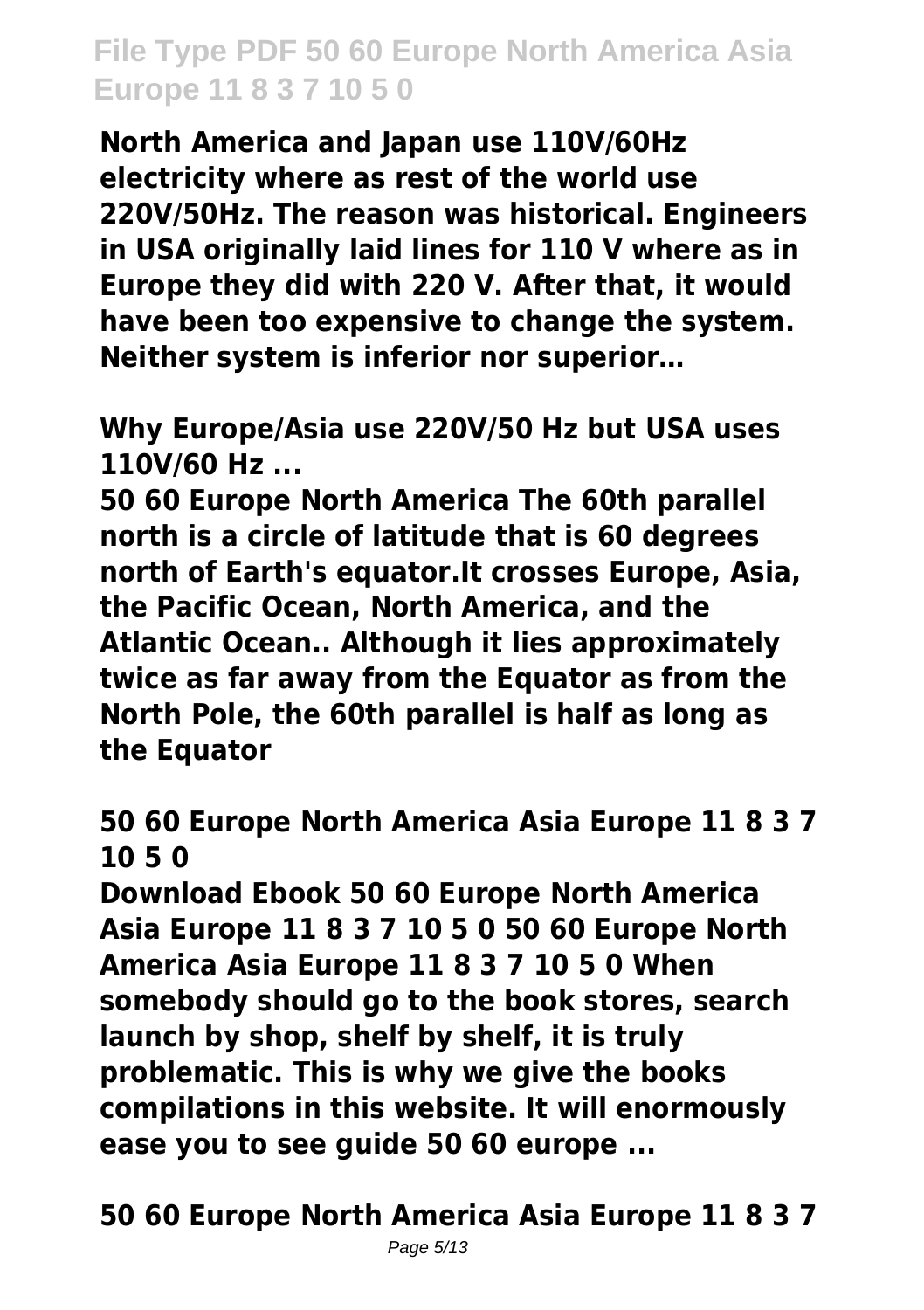**North America and Japan use 110V/60Hz electricity where as rest of the world use 220V/50Hz. The reason was historical. Engineers in USA originally laid lines for 110 V where as in Europe they did with 220 V. After that, it would have been too expensive to change the system. Neither system is inferior nor superior…**

**Why Europe/Asia use 220V/50 Hz but USA uses 110V/60 Hz ...**

**50 60 Europe North America The 60th parallel north is a circle of latitude that is 60 degrees north of Earth's equator.It crosses Europe, Asia, the Pacific Ocean, North America, and the Atlantic Ocean.. Although it lies approximately twice as far away from the Equator as from the North Pole, the 60th parallel is half as long as the Equator**

**50 60 Europe North America Asia Europe 11 8 3 7 10 5 0**

**Download Ebook 50 60 Europe North America Asia Europe 11 8 3 7 10 5 0 50 60 Europe North America Asia Europe 11 8 3 7 10 5 0 When somebody should go to the book stores, search launch by shop, shelf by shelf, it is truly problematic. This is why we give the books compilations in this website. It will enormously ease you to see guide 50 60 europe ...**

**50 60 Europe North America Asia Europe 11 8 3 7**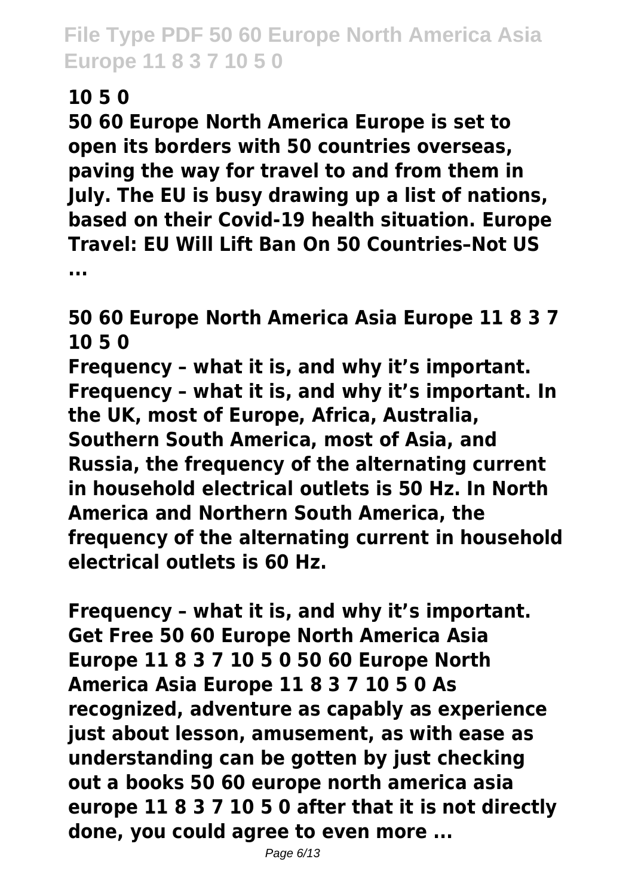**10 5 0**

**50 60 Europe North America Europe is set to open its borders with 50 countries overseas, paving the way for travel to and from them in July. The EU is busy drawing up a list of nations, based on their Covid-19 health situation. Europe Travel: EU Will Lift Ban On 50 Countries–Not US ...**

**50 60 Europe North America Asia Europe 11 8 3 7 10 5 0**

**Frequency – what it is, and why it's important. Frequency – what it is, and why it's important. In the UK, most of Europe, Africa, Australia, Southern South America, most of Asia, and Russia, the frequency of the alternating current in household electrical outlets is 50 Hz. In North America and Northern South America, the frequency of the alternating current in household electrical outlets is 60 Hz.**

**Frequency – what it is, and why it's important. Get Free 50 60 Europe North America Asia Europe 11 8 3 7 10 5 0 50 60 Europe North America Asia Europe 11 8 3 7 10 5 0 As recognized, adventure as capably as experience just about lesson, amusement, as with ease as understanding can be gotten by just checking out a books 50 60 europe north america asia europe 11 8 3 7 10 5 0 after that it is not directly done, you could agree to even more ...**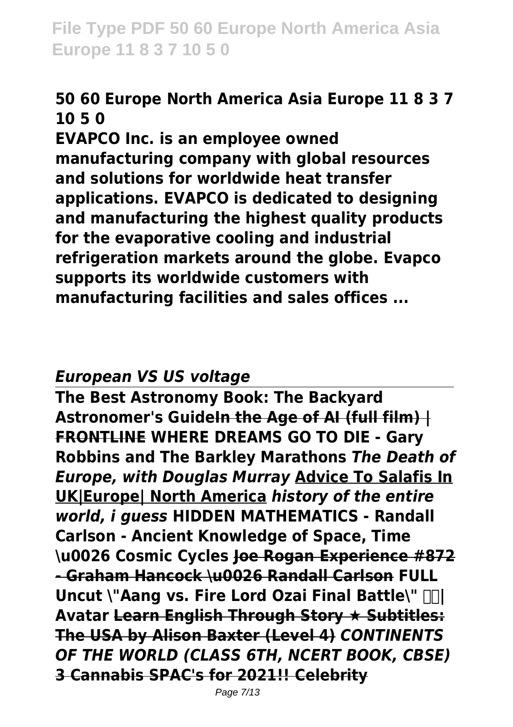**50 60 Europe North America Asia Europe 11 8 3 7 10 5 0**

**EVAPCO Inc. is an employee owned manufacturing company with global resources and solutions for worldwide heat transfer applications. EVAPCO is dedicated to designing and manufacturing the highest quality products for the evaporative cooling and industrial refrigeration markets around the globe. Evapco supports its worldwide customers with manufacturing facilities and sales offices ...**

***European VS US voltage***

**The Best Astronomy Book: The Backyard Astronomer's Guide~~In the Age of AI (full film) | FRONTLINE~~ WHERE DREAMS GO TO DIE - Gary Robbins and The Barkley Marathons *The Death of Europe, with Douglas Murray* Advice To Salafis In UK|Europe| North America *history of the entire world, i guess* HIDDEN MATHEMATICS - Randall Carlson - Ancient Knowledge of Space, Time \u0026 Cosmic Cycles ~~Joe Rogan Experience #872 - Graham Hancock \u0026 Randall Carlson~~ FULL Uncut \"Aang vs. Fire Lord Ozai Final Battle\" | Avatar ~~Learn English Through Story ★ Subtitles: The USA by Alison Baxter (Level 4)~~ *CONTINENTS OF THE WORLD (CLASS 6TH, NCERT BOOK, CBSE)* 3 Cannabis SPAC's for 2021!! Celebrity**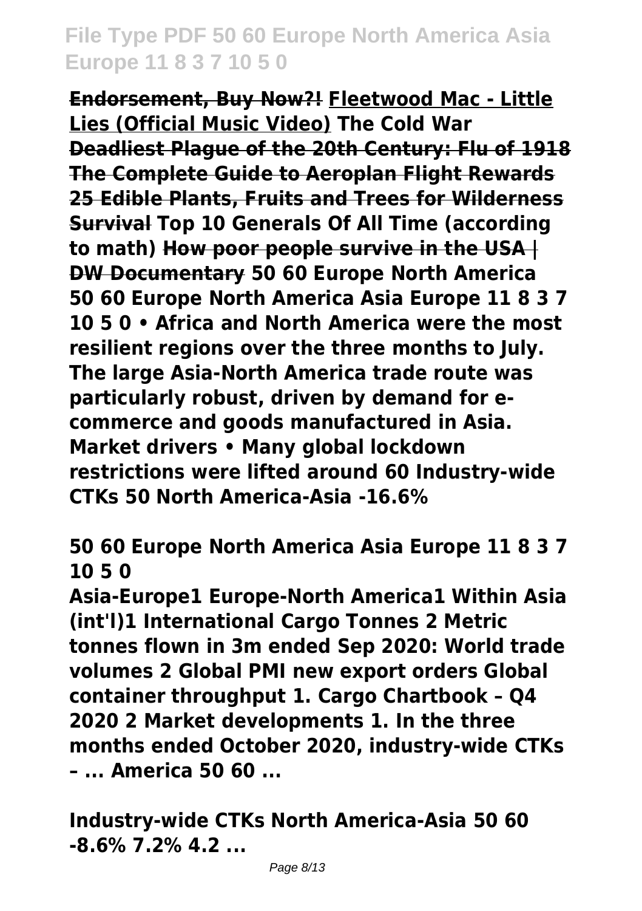**Endorsement, Buy Now?!** **Fleetwood Mac - Little Lies (Official Music Video)** **The Cold War** **Deadliest Plague of the 20th Century: Flu of 1918** **The Complete Guide to Aeroplan Flight Rewards** **25 Edible Plants, Fruits and Trees for Wilderness Survival** **Top 10 Generals Of All Time (according to math)** **How poor people survive in the USA | DW Documentary** **50 60 Europe North America**

**50 60 Europe North America Asia Europe 11 8 3 7 10 5 0 • Africa and North America were the most resilient regions over the three months to July. The large Asia-North America trade route was particularly robust, driven by demand for e-commerce and goods manufactured in Asia. Market drivers • Many global lockdown restrictions were lifted around 60 Industry-wide CTKs 50 North America-Asia -16.6%**

**50 60 Europe North America Asia Europe 11 8 3 7 10 5 0**

**Asia-Europe1 Europe-North America1 Within Asia (int'l)1 International Cargo Tonnes 2 Metric tonnes flown in 3m ended Sep 2020: World trade volumes 2 Global PMI new export orders Global container throughput 1. Cargo Chartbook – Q4 2020 2 Market developments 1. In the three months ended October 2020, industry-wide CTKs – ... America 50 60 ...**

**Industry-wide CTKs North America-Asia 50 60 -8.6% 7.2% 4.2 ...**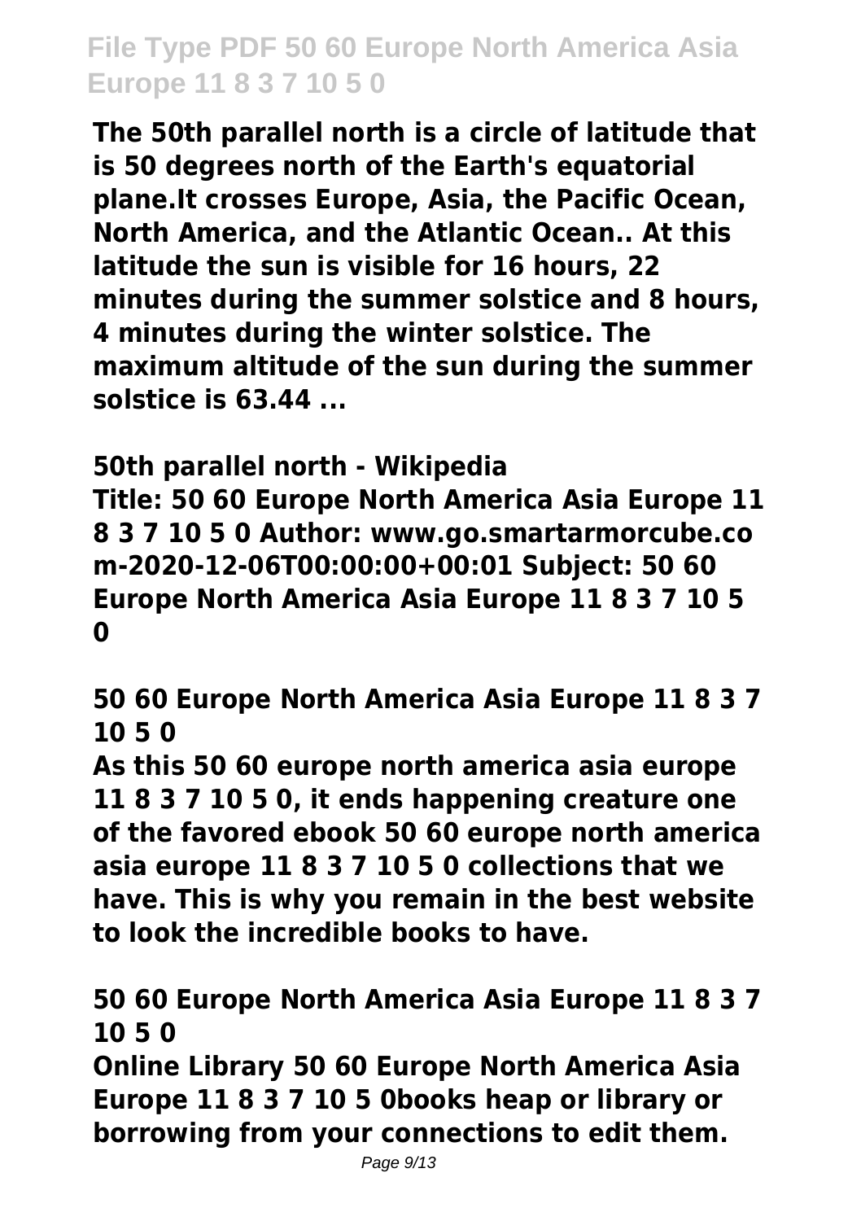**The 50th parallel north is a circle of latitude that is 50 degrees north of the Earth's equatorial plane.It crosses Europe, Asia, the Pacific Ocean, North America, and the Atlantic Ocean.. At this latitude the sun is visible for 16 hours, 22 minutes during the summer solstice and 8 hours, 4 minutes during the winter solstice. The maximum altitude of the sun during the summer solstice is 63.44 ...**

**50th parallel north - Wikipedia**

**Title: 50 60 Europe North America Asia Europe 11 8 3 7 10 5 0 Author: www.go.smartarmorcube.com-2020-12-06T00:00:00+00:01 Subject: 50 60 Europe North America Asia Europe 11 8 3 7 10 5 0**

**50 60 Europe North America Asia Europe 11 8 3 7 10 5 0**

**As this 50 60 europe north america asia europe 11 8 3 7 10 5 0, it ends happening creature one of the favored ebook 50 60 europe north america asia europe 11 8 3 7 10 5 0 collections that we have. This is why you remain in the best website to look the incredible books to have.**

**50 60 Europe North America Asia Europe 11 8 3 7 10 5 0**

**Online Library 50 60 Europe North America Asia Europe 11 8 3 7 10 5 0books heap or library or borrowing from your connections to edit them.**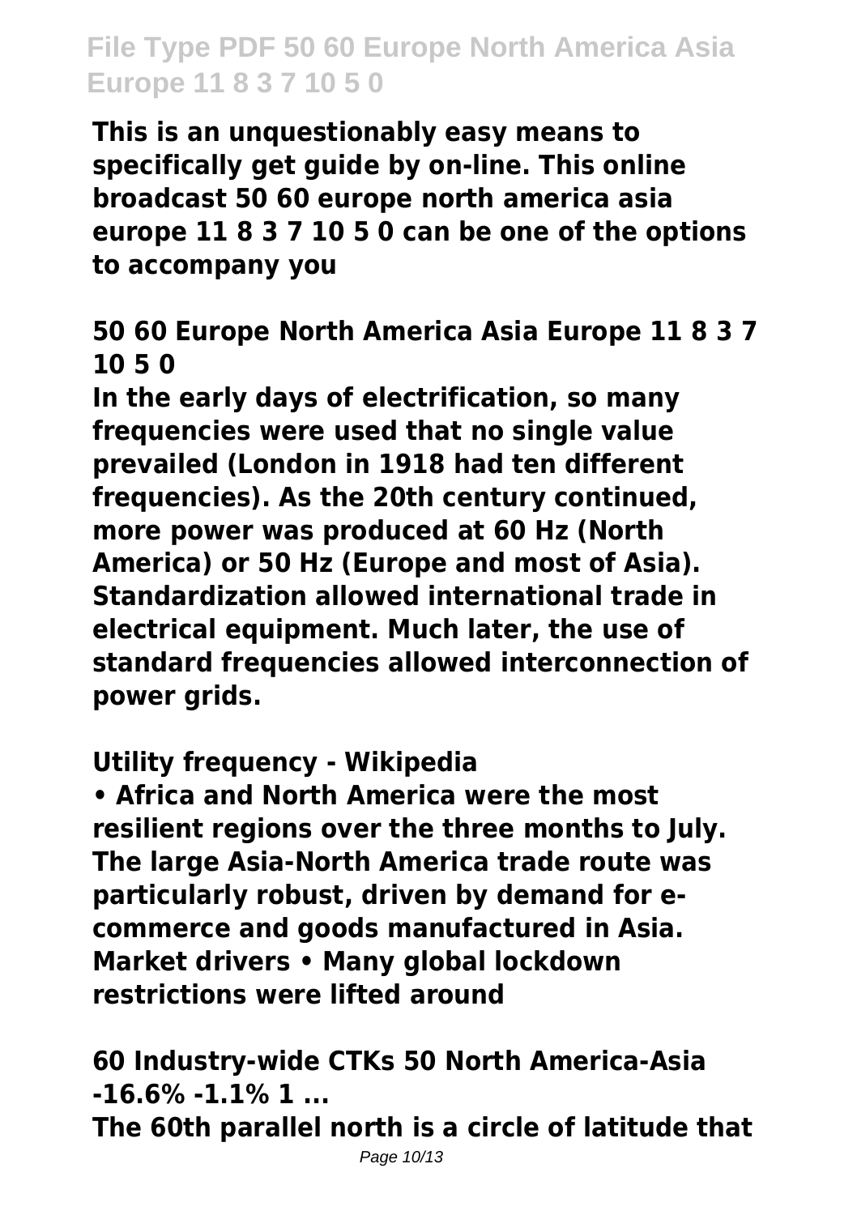**This is an unquestionably easy means to specifically get guide by on-line. This online broadcast 50 60 europe north america asia europe 11 8 3 7 10 5 0 can be one of the options to accompany you**

**50 60 Europe North America Asia Europe 11 8 3 7 10 5 0**

**In the early days of electrification, so many frequencies were used that no single value prevailed (London in 1918 had ten different frequencies). As the 20th century continued, more power was produced at 60 Hz (North America) or 50 Hz (Europe and most of Asia). Standardization allowed international trade in electrical equipment. Much later, the use of standard frequencies allowed interconnection of power grids.**

**Utility frequency - Wikipedia**

**• Africa and North America were the most resilient regions over the three months to July. The large Asia-North America trade route was particularly robust, driven by demand for e-commerce and goods manufactured in Asia. Market drivers • Many global lockdown restrictions were lifted around**

**60 Industry-wide CTKs 50 North America-Asia -16.6% -1.1% 1 ...**

**The 60th parallel north is a circle of latitude that**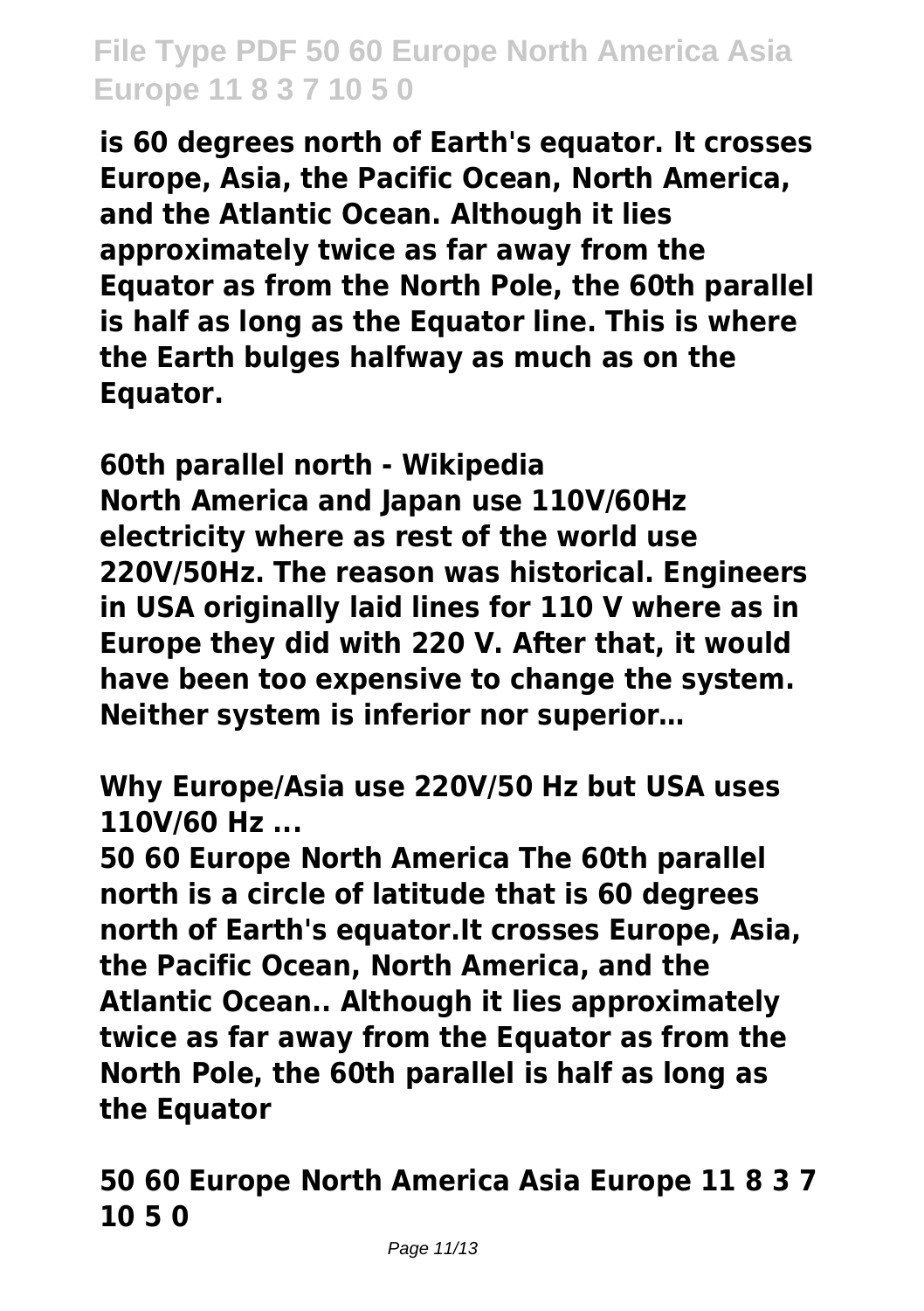is 60 degrees north of Earth's equator. It crosses Europe, Asia, the Pacific Ocean, North America, and the Atlantic Ocean. Although it lies approximately twice as far away from the Equator as from the North Pole, the 60th parallel is half as long as the Equator line. This is where the Earth bulges halfway as much as on the Equator.

**60th parallel north - Wikipedia**

North America and Japan use 110V/60Hz electricity where as rest of the world use 220V/50Hz. The reason was historical. Engineers in USA originally laid lines for 110 V where as in Europe they did with 220 V. After that, it would have been too expensive to change the system. Neither system is inferior nor superior…

**Why Europe/Asia use 220V/50 Hz but USA uses 110V/60 Hz ...**

50 60 Europe North America The 60th parallel north is a circle of latitude that is 60 degrees north of Earth's equator.It crosses Europe, Asia, the Pacific Ocean, North America, and the Atlantic Ocean.. Although it lies approximately twice as far away from the Equator as from the North Pole, the 60th parallel is half as long as the Equator

**50 60 Europe North America Asia Europe 11 8 3 7 10 5 0**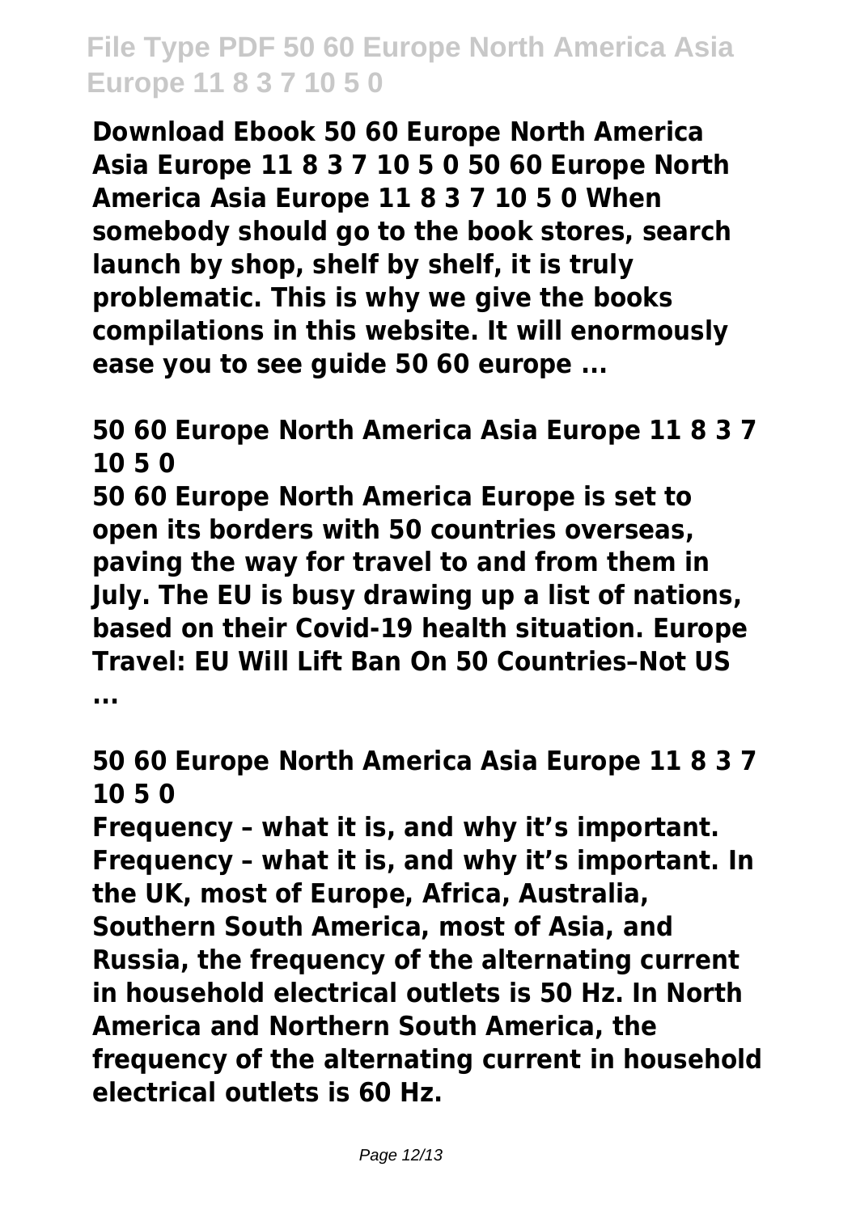**Download Ebook 50 60 Europe North America Asia Europe 11 8 3 7 10 5 0 50 60 Europe North America Asia Europe 11 8 3 7 10 5 0 When somebody should go to the book stores, search launch by shop, shelf by shelf, it is truly problematic. This is why we give the books compilations in this website. It will enormously ease you to see guide 50 60 europe ...**

**50 60 Europe North America Asia Europe 11 8 3 7 10 5 0**

**50 60 Europe North America Europe is set to open its borders with 50 countries overseas, paving the way for travel to and from them in July. The EU is busy drawing up a list of nations, based on their Covid-19 health situation. Europe Travel: EU Will Lift Ban On 50 Countries–Not US ...**

**50 60 Europe North America Asia Europe 11 8 3 7 10 5 0**

**Frequency – what it is, and why it's important. Frequency – what it is, and why it's important. In the UK, most of Europe, Africa, Australia, Southern South America, most of Asia, and Russia, the frequency of the alternating current in household electrical outlets is 50 Hz. In North America and Northern South America, the frequency of the alternating current in household electrical outlets is 60 Hz.**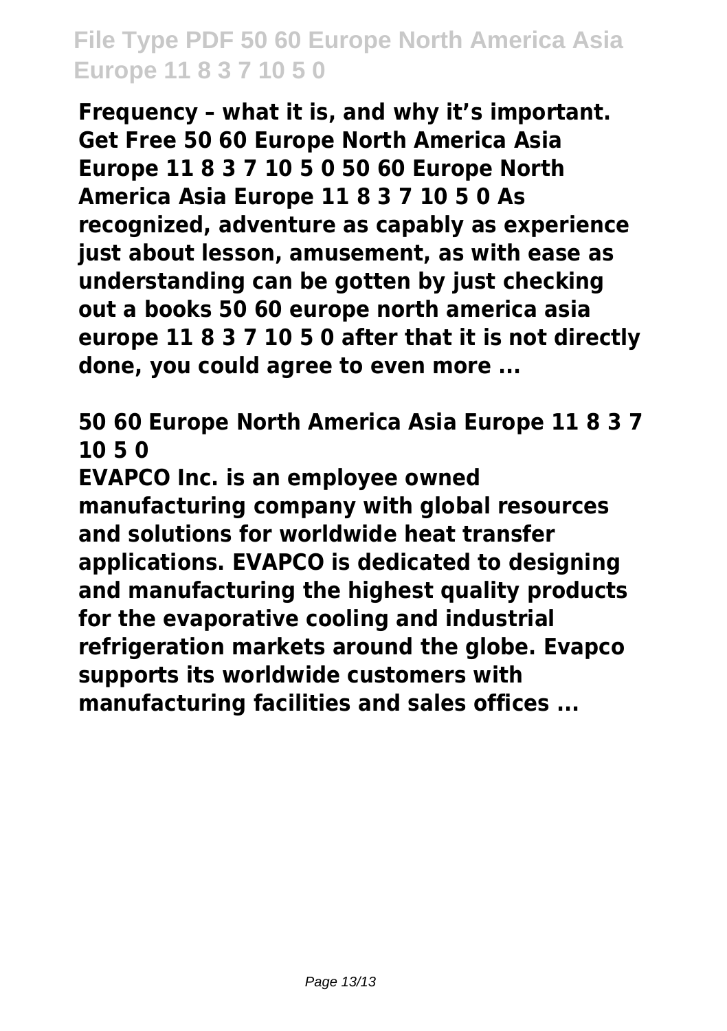**Frequency – what it is, and why it's important. Get Free 50 60 Europe North America Asia Europe 11 8 3 7 10 5 0 50 60 Europe North America Asia Europe 11 8 3 7 10 5 0 As recognized, adventure as capably as experience just about lesson, amusement, as with ease as understanding can be gotten by just checking out a books 50 60 europe north america asia europe 11 8 3 7 10 5 0 after that it is not directly done, you could agree to even more ...**

**50 60 Europe North America Asia Europe 11 8 3 7 10 5 0**

**EVAPCO Inc. is an employee owned manufacturing company with global resources and solutions for worldwide heat transfer applications. EVAPCO is dedicated to designing and manufacturing the highest quality products for the evaporative cooling and industrial refrigeration markets around the globe. Evapco supports its worldwide customers with manufacturing facilities and sales offices ...**